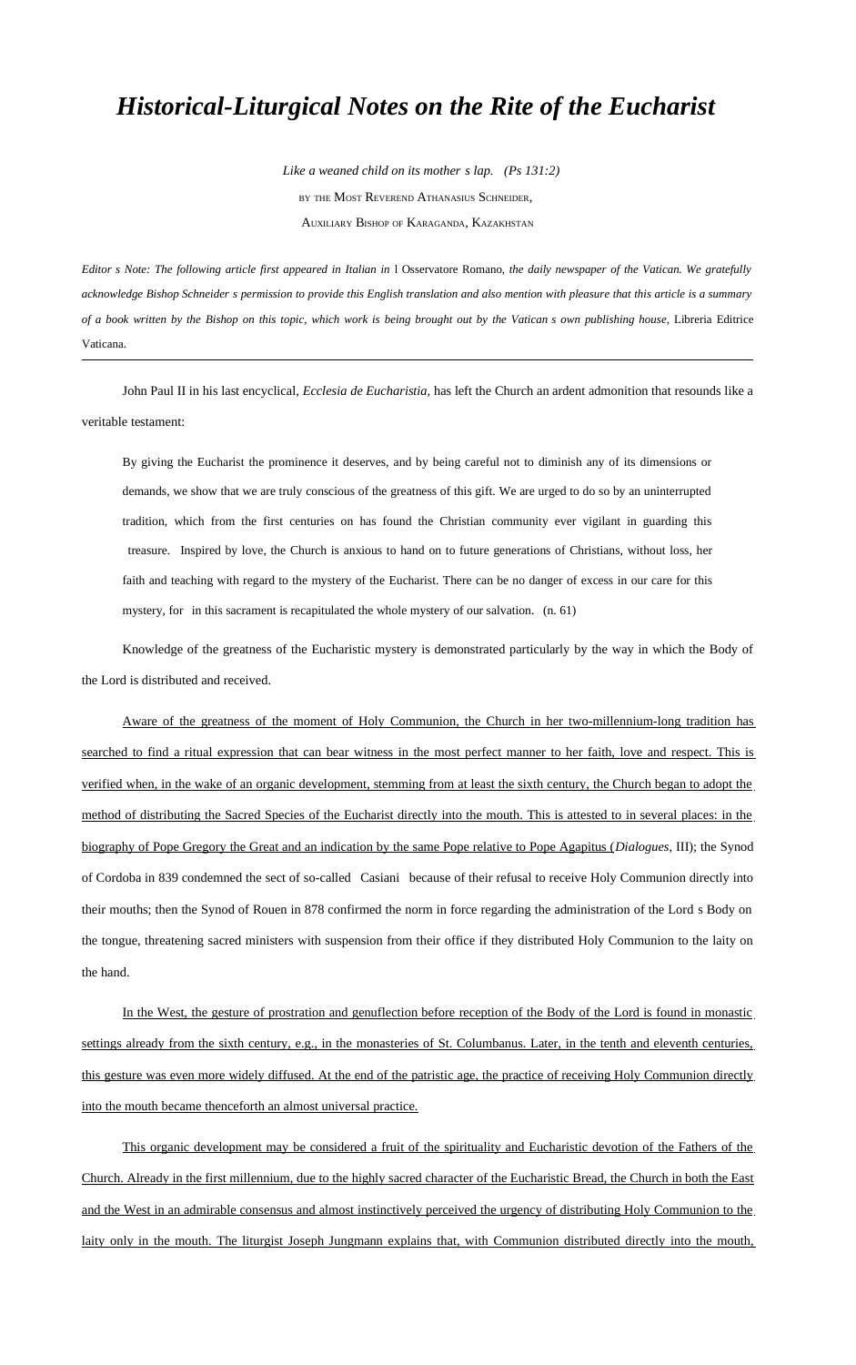# *Historical-Liturgical Notes on the Rite of the Eucharist*

*Like a weaned child on its mother s lap. (Ps 131:2)*

BY THE MOST REVEREND ATHANASIUS SCHNEIDER,

AUXILIARY BISHOP OF KARAGANDA, KAZAKHSTAN

*Editor s Note: The following article first appeared in Italian in* l Osservatore Romano, *the daily newspaper of the Vatican. We gratefully acknowledge Bishop Schneider s permission to provide this English translation and also mention with pleasure that this article is a summary of a book written by the Bishop on this topic, which work is being brought out by the Vatican s own publishing house,* Libreria Editrice Vaticana.

---

John Paul II in his last encyclical, *Ecclesia de Eucharistia,* has left the Church an ardent admonition that resounds like a veritable testament:

> By giving the Eucharist the prominence it deserves, and by being careful not to diminish any of its dimensions or demands, we show that we are truly conscious of the greatness of this gift. We are urged to do so by an uninterrupted tradition, which from the first centuries on has found the Christian community ever vigilant in guarding this treasure. Inspired by love, the Church is anxious to hand on to future generations of Christians, without loss, her faith and teaching with regard to the mystery of the Eucharist. There can be no danger of excess in our care for this mystery, for in this sacrament is recapitulated the whole mystery of our salvation. (n. 61)

Knowledge of the greatness of the Eucharistic mystery is demonstrated particularly by the way in which the Body of the Lord is distributed and received.

Aware of the greatness of the moment of Holy Communion, the Church in her two-millennium-long tradition has searched to find a ritual expression that can bear witness in the most perfect manner to her faith, love and respect. This is verified when, in the wake of an organic development, stemming from at least the sixth century, the Church began to adopt the method of distributing the Sacred Species of the Eucharist directly into the mouth. This is attested to in several places: in the biography of Pope Gregory the Great and an indication by the same Pope relative to Pope Agapitus (*Dialogues*, III); the Synod of Cordoba in 839 condemned the sect of so-called Casiani because of their refusal to receive Holy Communion directly into their mouths; then the Synod of Rouen in 878 confirmed the norm in force regarding the administration of the Lord s Body on the tongue, threatening sacred ministers with suspension from their office if they distributed Holy Communion to the laity on the hand.

In the West, the gesture of prostration and genuflection before reception of the Body of the Lord is found in monastic settings already from the sixth century, e.g., in the monasteries of St. Columbanus. Later, in the tenth and eleventh centuries, this gesture was even more widely diffused. At the end of the patristic age, the practice of receiving Holy Communion directly into the mouth became thenceforth an almost universal practice.

This organic development may be considered a fruit of the spirituality and Eucharistic devotion of the Fathers of the Church. Already in the first millennium, due to the highly sacred character of the Eucharistic Bread, the Church in both the East and the West in an admirable consensus and almost instinctively perceived the urgency of distributing Holy Communion to the laity only in the mouth. The liturgist Joseph Jungmann explains that, with Communion distributed directly into the mouth,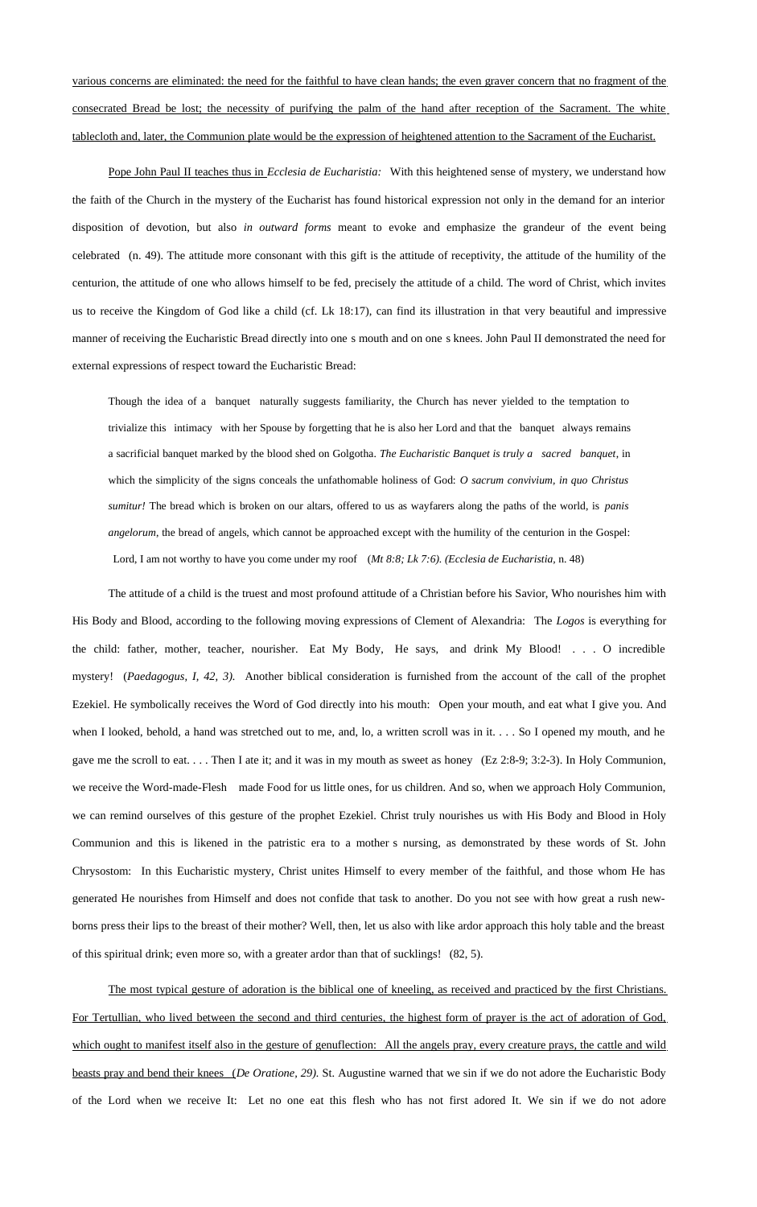various concerns are eliminated: the need for the faithful to have clean hands; the even graver concern that no fragment of the consecrated Bread be lost; the necessity of purifying the palm of the hand after reception of the Sacrament. The white tablecloth and, later, the Communion plate would be the expression of heightened attention to the Sacrament of the Eucharist.

Pope John Paul II teaches thus in *Ecclesia de Eucharistia:* With this heightened sense of mystery, we understand how the faith of the Church in the mystery of the Eucharist has found historical expression not only in the demand for an interior disposition of devotion, but also *in outward forms* meant to evoke and emphasize the grandeur of the event being celebrated (n. 49). The attitude more consonant with this gift is the attitude of receptivity, the attitude of the humility of the centurion, the attitude of one who allows himself to be fed, precisely the attitude of a child. The word of Christ, which invites us to receive the Kingdom of God like a child (cf. Lk 18:17), can find its illustration in that very beautiful and impressive manner of receiving the Eucharistic Bread directly into one s mouth and on one s knees. John Paul II demonstrated the need for external expressions of respect toward the Eucharistic Bread:

> Though the idea of a banquet naturally suggests familiarity, the Church has never yielded to the temptation to trivialize this intimacy with her Spouse by forgetting that he is also her Lord and that the banquet always remains a sacrificial banquet marked by the blood shed on Golgotha. *The Eucharistic Banquet is truly a sacred banquet*, in which the simplicity of the signs conceals the unfathomable holiness of God: *O sacrum convivium, in quo Christus sumitur!* The bread which is broken on our altars, offered to us as wayfarers along the paths of the world, is *panis angelorum*, the bread of angels, which cannot be approached except with the humility of the centurion in the Gospel: Lord, I am not worthy to have you come under my roof (*Mt 8:8; Lk 7:6). (Ecclesia de Eucharistia*, n. 48)

The attitude of a child is the truest and most profound attitude of a Christian before his Savior, Who nourishes him with His Body and Blood, according to the following moving expressions of Clement of Alexandria: The *Logos* is everything for the child: father, mother, teacher, nourisher. Eat My Body, He says, and drink My Blood! . . . O incredible mystery! (*Paedagogus, I, 42, 3).* Another biblical consideration is furnished from the account of the call of the prophet Ezekiel. He symbolically receives the Word of God directly into his mouth: Open your mouth, and eat what I give you. And when I looked, behold, a hand was stretched out to me, and, lo, a written scroll was in it. . . . So I opened my mouth, and he gave me the scroll to eat. . . . Then I ate it; and it was in my mouth as sweet as honey (Ez 2:8-9; 3:2-3). In Holy Communion, we receive the Word-made-Flesh made Food for us little ones, for us children. And so, when we approach Holy Communion, we can remind ourselves of this gesture of the prophet Ezekiel. Christ truly nourishes us with His Body and Blood in Holy Communion and this is likened in the patristic era to a mother s nursing, as demonstrated by these words of St. John Chrysostom: In this Eucharistic mystery, Christ unites Himself to every member of the faithful, and those whom He has generated He nourishes from Himself and does not confide that task to another. Do you not see with how great a rush new-borns press their lips to the breast of their mother? Well, then, let us also with like ardor approach this holy table and the breast of this spiritual drink; even more so, with a greater ardor than that of sucklings! (82, 5).

The most typical gesture of adoration is the biblical one of kneeling, as received and practiced by the first Christians. For Tertullian, who lived between the second and third centuries, the highest form of prayer is the act of adoration of God, which ought to manifest itself also in the gesture of genuflection: All the angels pray, every creature prays, the cattle and wild beasts pray and bend their knees (*De Oratione, 29).* St. Augustine warned that we sin if we do not adore the Eucharistic Body of the Lord when we receive It: Let no one eat this flesh who has not first adored It. We sin if we do not adore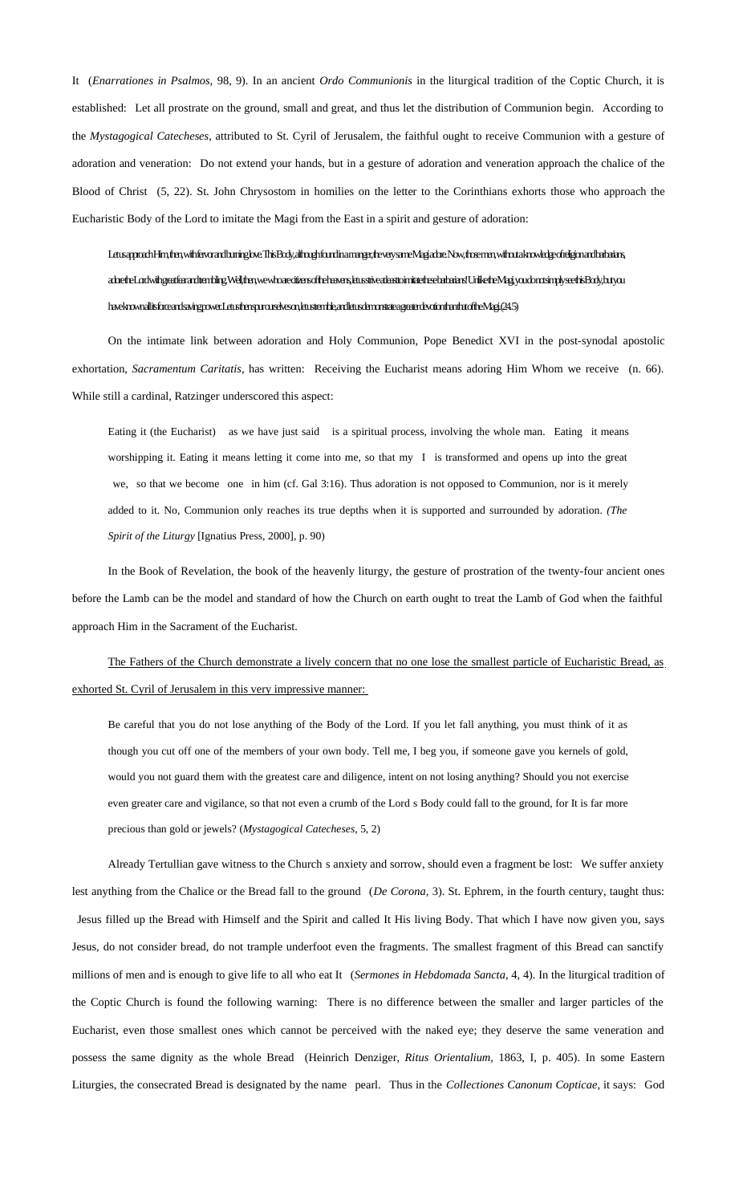It (*Enarrationes in Psalmos*, 98, 9). In an ancient *Ordo Communionis* in the liturgical tradition of the Coptic Church, it is established: Let all prostrate on the ground, small and great, and thus let the distribution of Communion begin. According to the *Mystagogical Catecheses*, attributed to St. Cyril of Jerusalem, the faithful ought to receive Communion with a gesture of adoration and veneration: Do not extend your hands, but in a gesture of adoration and veneration approach the chalice of the Blood of Christ (5, 22). St. John Chrysostom in homilies on the letter to the Corinthians exhorts those who approach the Eucharistic Body of the Lord to imitate the Magi from the East in a spirit and gesture of adoration:

> Let us approach Him, then, with fervor and burning love. This Body, although found in a manger, the very same Magi adore. Now, those men, without a knowledge of religion and barbarians, adore the Lord with great fear and trembling. Well, then, we who are citizens of the heavens, let us strive at least to imitate these barbarians! Unlike the Magi, you do not simply see this Body, but you have known all its force and saving power. Let us then spur ourselves on, let us tremble, and let us demonstrate a greater devotion than that of the Magi. (24, 5)

On the intimate link between adoration and Holy Communion, Pope Benedict XVI in the post-synodal apostolic exhortation, *Sacramentum Caritatis*, has written: Receiving the Eucharist means adoring Him Whom we receive (n. 66). While still a cardinal, Ratzinger underscored this aspect:

> Eating it (the Eucharist) as we have just said is a spiritual process, involving the whole man. Eating it means worshipping it. Eating it means letting it come into me, so that my I is transformed and opens up into the great we, so that we become one in him (cf. Gal 3:16). Thus adoration is not opposed to Communion, nor is it merely added to it. No, Communion only reaches its true depths when it is supported and surrounded by adoration. *(The Spirit of the Liturgy* [Ignatius Press, 2000], p. 90)

In the Book of Revelation, the book of the heavenly liturgy, the gesture of prostration of the twenty-four ancient ones before the Lamb can be the model and standard of how the Church on earth ought to treat the Lamb of God when the faithful approach Him in the Sacrament of the Eucharist.

<u>The Fathers of the Church demonstrate a lively concern that no one lose the smallest particle of Eucharistic Bread, as exhorted St. Cyril of Jerusalem in this very impressive manner:</u>

> Be careful that you do not lose anything of the Body of the Lord. If you let fall anything, you must think of it as though you cut off one of the members of your own body. Tell me, I beg you, if someone gave you kernels of gold, would you not guard them with the greatest care and diligence, intent on not losing anything? Should you not exercise even greater care and vigilance, so that not even a crumb of the Lord s Body could fall to the ground, for It is far more precious than gold or jewels? (*Mystagogical Catecheses*, 5, 2)

Already Tertullian gave witness to the Church s anxiety and sorrow, should even a fragment be lost: We suffer anxiety lest anything from the Chalice or the Bread fall to the ground (*De Corona*, 3). St. Ephrem, in the fourth century, taught thus: Jesus filled up the Bread with Himself and the Spirit and called It His living Body. That which I have now given you, says Jesus, do not consider bread, do not trample underfoot even the fragments. The smallest fragment of this Bread can sanctify millions of men and is enough to give life to all who eat It (*Sermones in Hebdomada Sancta*, 4, 4). In the liturgical tradition of the Coptic Church is found the following warning: There is no difference between the smaller and larger particles of the Eucharist, even those smallest ones which cannot be perceived with the naked eye; they deserve the same veneration and possess the same dignity as the whole Bread (Heinrich Denziger, *Ritus Orientalium*, 1863, I, p. 405). In some Eastern Liturgies, the consecrated Bread is designated by the name pearl. Thus in the *Collectiones Canonum Copticae*, it says: God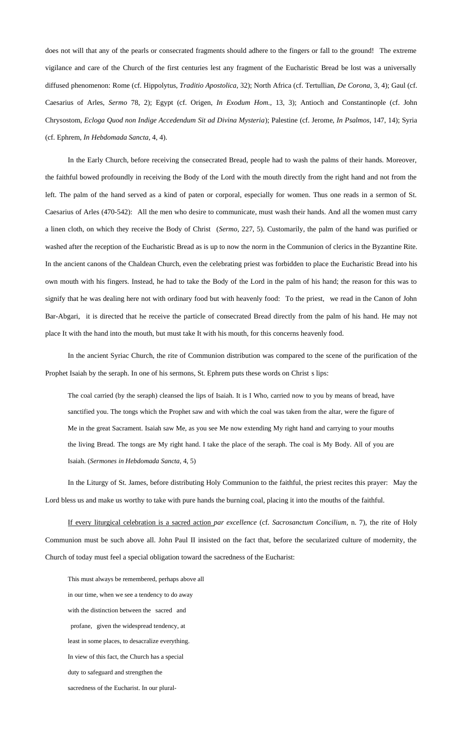does not will that any of the pearls or consecrated fragments should adhere to the fingers or fall to the ground! The extreme vigilance and care of the Church of the first centuries lest any fragment of the Eucharistic Bread be lost was a universally diffused phenomenon: Rome (cf. Hippolytus, *Traditio Apostolica*, 32); North Africa (cf. Tertullian, *De Corona*, 3, 4); Gaul (cf. Caesarius of Arles, *Sermo* 78, 2); Egypt (cf. Origen, *In Exodum Hom.*, 13, 3); Antioch and Constantinople (cf. John Chrysostom, *Ecloga Quod non Indige Accedendum Sit ad Divina Mysteria*); Palestine (cf. Jerome, *In Psalmos*, 147, 14); Syria (cf. Ephrem, *In Hebdomada Sancta*, 4, 4).

In the Early Church, before receiving the consecrated Bread, people had to wash the palms of their hands. Moreover, the faithful bowed profoundly in receiving the Body of the Lord with the mouth directly from the right hand and not from the left. The palm of the hand served as a kind of paten or corporal, especially for women. Thus one reads in a sermon of St. Caesarius of Arles (470-542): All the men who desire to communicate, must wash their hands. And all the women must carry a linen cloth, on which they receive the Body of Christ (*Sermo*, 227, 5). Customarily, the palm of the hand was purified or washed after the reception of the Eucharistic Bread as is up to now the norm in the Communion of clerics in the Byzantine Rite. In the ancient canons of the Chaldean Church, even the celebrating priest was forbidden to place the Eucharistic Bread into his own mouth with his fingers. Instead, he had to take the Body of the Lord in the palm of his hand; the reason for this was to signify that he was dealing here not with ordinary food but with heavenly food: To the priest, we read in the Canon of John Bar-Abgari, it is directed that he receive the particle of consecrated Bread directly from the palm of his hand. He may not place It with the hand into the mouth, but must take It with his mouth, for this concerns heavenly food.

In the ancient Syriac Church, the rite of Communion distribution was compared to the scene of the purification of the Prophet Isaiah by the seraph. In one of his sermons, St. Ephrem puts these words on Christ s lips:

> The coal carried (by the seraph) cleansed the lips of Isaiah. It is I Who, carried now to you by means of bread, have sanctified you. The tongs which the Prophet saw and with which the coal was taken from the altar, were the figure of Me in the great Sacrament. Isaiah saw Me, as you see Me now extending My right hand and carrying to your mouths the living Bread. The tongs are My right hand. I take the place of the seraph. The coal is My Body. All of you are Isaiah. (*Sermones in Hebdomada Sancta*, 4, 5)

In the Liturgy of St. James, before distributing Holy Communion to the faithful, the priest recites this prayer: May the Lord bless us and make us worthy to take with pure hands the burning coal, placing it into the mouths of the faithful.

If every liturgical celebration is a sacred action *par excellence* (cf. *Sacrosanctum Concilium*, n. 7), the rite of Holy Communion must be such above all. John Paul II insisted on the fact that, before the secularized culture of modernity, the Church of today must feel a special obligation toward the sacredness of the Eucharist:

> This must always be remembered, perhaps above all in our time, when we see a tendency to do away with the distinction between the sacred and profane, given the widespread tendency, at least in some places, to desacralize everything. In view of this fact, the Church has a special duty to safeguard and strengthen the sacredness of the Eucharist. In our plural-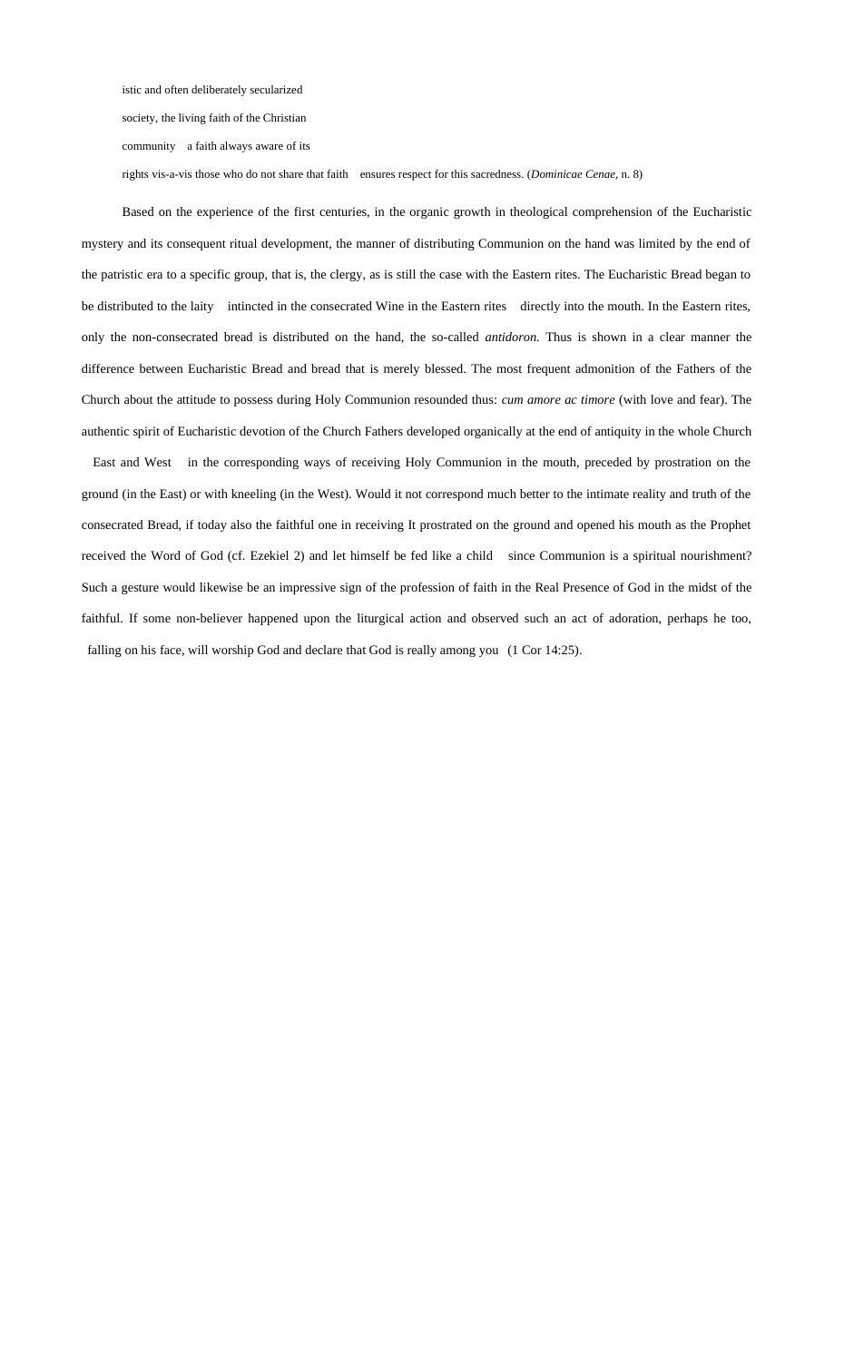istic and often deliberately secularized society, the living faith of the Christian community a faith always aware of its rights vis-a-vis those who do not share that faith ensures respect for this sacredness. (*Dominicae Cenae*, n. 8)

Based on the experience of the first centuries, in the organic growth in theological comprehension of the Eucharistic mystery and its consequent ritual development, the manner of distributing Communion on the hand was limited by the end of the patristic era to a specific group, that is, the clergy, as is still the case with the Eastern rites. The Eucharistic Bread began to be distributed to the laity intincted in the consecrated Wine in the Eastern rites directly into the mouth. In the Eastern rites, only the non-consecrated bread is distributed on the hand, the so-called *antidoron.* Thus is shown in a clear manner the difference between Eucharistic Bread and bread that is merely blessed. The most frequent admonition of the Fathers of the Church about the attitude to possess during Holy Communion resounded thus: *cum amore ac timore* (with love and fear). The authentic spirit of Eucharistic devotion of the Church Fathers developed organically at the end of antiquity in the whole Church East and West in the corresponding ways of receiving Holy Communion in the mouth, preceded by prostration on the ground (in the East) or with kneeling (in the West). Would it not correspond much better to the intimate reality and truth of the consecrated Bread, if today also the faithful one in receiving It prostrated on the ground and opened his mouth as the Prophet received the Word of God (cf. Ezekiel 2) and let himself be fed like a child since Communion is a spiritual nourishment? Such a gesture would likewise be an impressive sign of the profession of faith in the Real Presence of God in the midst of the faithful. If some non-believer happened upon the liturgical action and observed such an act of adoration, perhaps he too, falling on his face, will worship God and declare that God is really among you (1 Cor 14:25).